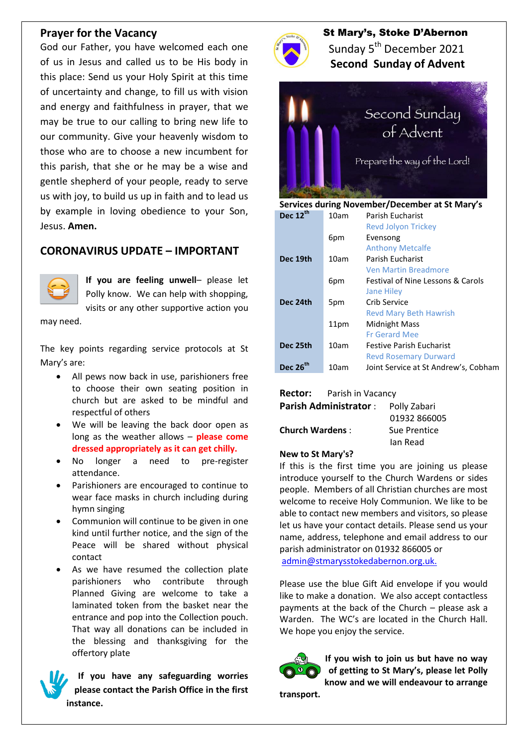## Prayer for the Vacancy

God our Father, you have welcomed each one of us in Jesus and called us to be His body in this place: Send us your Holy Spirit at this time of uncertainty and change, to fill us with vision and energy and faithfulness in prayer, that we may be true to our calling to bring new life to our community. Give your heavenly wisdom to those who are to choose a new incumbent for this parish, that she or he may be a wise and gentle shepherd of your people, ready to serve us with joy, to build us up in faith and to lead us by example in loving obedience to your Son, Jesus. **Amen.**

## CORONAVIRUS UPDATE – IMPORTANT

**If you are feeling unwell**– please let Polly know. We can help with shopping, visits or any other supportive action you may need.

The key points regarding service protocols at St Mary's are:

- All pews now back in use, parishioners free to choose their own seating position in church but are asked to be mindful and respectful of others
- We will be leaving the back door open as long as the weather allows – **please come dressed appropriately as it can get chilly.**
- No longer a need to pre-register attendance.
- Parishioners are encouraged to continue to wear face masks in church including during hymn singing
- Communion will continue to be given in one kind until further notice, and the sign of the Peace will be shared without physical contact
- As we have resumed the collection plate parishioners who contribute through Planned Giving are welcome to take a laminated token from the basket near the entrance and pop into the Collection pouch. That way all donations can be included in the blessing and thanksgiving for the offertory plate

**If you have any safeguarding worries please contact the Parish Office in the first instance.**

# St Mary's, Stoke D'Abernon

Sunday 5th December 2021

**Second Sunday of Advent**

Second Sunday of Advent

Prepare the way of the Lord!

**Services during November/December at St Mary's**

| Date | Time | Service |
|---|---|---|
| **Dec 12th** | 10am | Parish Eucharist<br>Revd Jolyon Trickey |
| | 6pm | Evensong<br>Anthony Metcalfe |
| **Dec 19th** | 10am | Parish Eucharist<br>Ven Martin Breadmore |
| | 6pm | Festival of Nine Lessons & Carols<br>Jane Hiley |
| **Dec 24th** | 5pm | Crib Service<br>Revd Mary Beth Hawrish |
| | 11pm | Midnight Mass<br>Fr Gerard Mee |
| **Dec 25th** | 10am | Festive Parish Eucharist<br>Revd Rosemary Durward |
| **Dec 26th** | 10am | Joint Service at St Andrew's, Cobham |

**Rector:** Parish in Vacancy

**Parish Administrator** : Polly Zabari
01932 866005

**Church Wardens** : Sue Prentice
Ian Read

**New to St Mary's?**

If this is the first time you are joining us please introduce yourself to the Church Wardens or sides people. Members of all Christian churches are most welcome to receive Holy Communion. We like to be able to contact new members and visitors, so please let us have your contact details. Please send us your name, address, telephone and email address to our parish administrator on 01932 866005 or admin@stmarysstokedabernon.org.uk.

Please use the blue Gift Aid envelope if you would like to make a donation. We also accept contactless payments at the back of the Church – please ask a Warden. The WC's are located in the Church Hall. We hope you enjoy the service.

**If you wish to join us but have no way of getting to St Mary's, please let Polly know and we will endeavour to arrange transport.**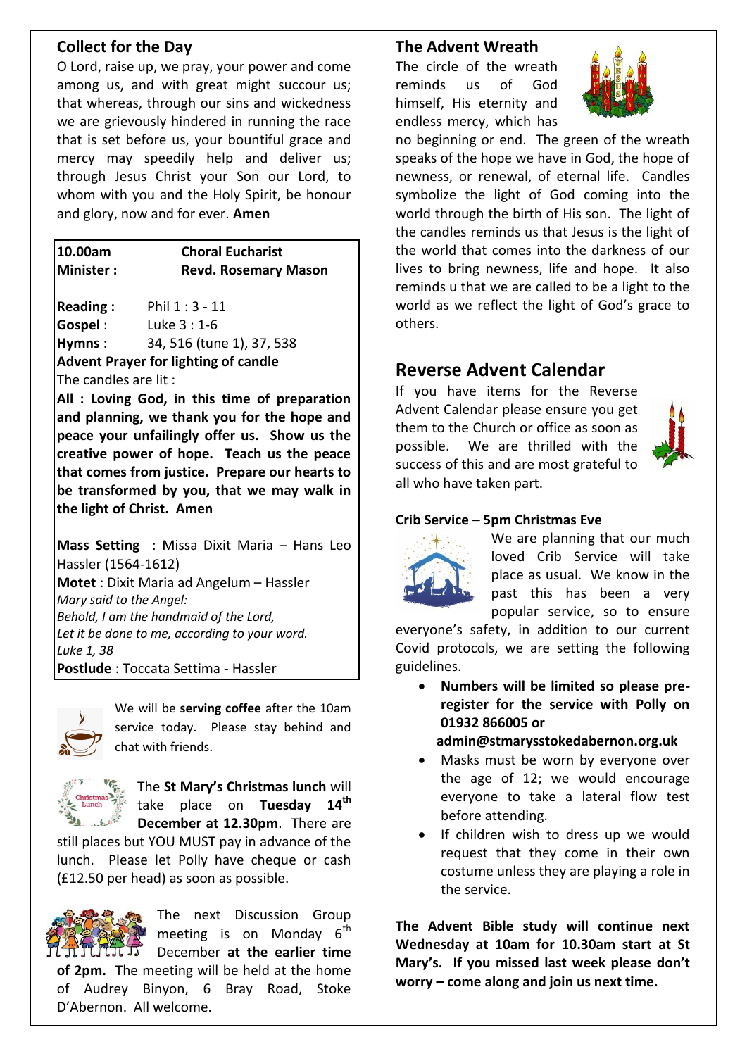## Collect for the Day

O Lord, raise up, we pray, your power and come among us, and with great might succour us; that whereas, through our sins and wickedness we are grievously hindered in running the race that is set before us, your bountiful grace and mercy may speedily help and deliver us; through Jesus Christ your Son our Lord, to whom with you and the Holy Spirit, be honour and glory, now and for ever. **Amen**

**10.00am** **Choral Eucharist**
**Minister :** **Revd. Rosemary Mason**

**Reading :** Phil 1 : 3 - 11
**Gospel** : Luke 3 : 1-6
**Hymns** : 34, 516 (tune 1), 37, 538

**Advent Prayer for lighting of candle**

The candles are lit :

**All : Loving God, in this time of preparation and planning, we thank you for the hope and peace your unfailingly offer us. Show us the creative power of hope. Teach us the peace that comes from justice. Prepare our hearts to be transformed by you, that we may walk in the light of Christ. Amen**

**Mass Setting** : Missa Dixit Maria – Hans Leo Hassler (1564-1612)
**Motet** : Dixit Maria ad Angelum – Hassler
*Mary said to the Angel:*
*Behold, I am the handmaid of the Lord,*
*Let it be done to me, according to your word.*
*Luke 1, 38*
**Postlude** : Toccata Settima - Hassler

We will be **serving coffee** after the 10am service today. Please stay behind and chat with friends.

The **St Mary's Christmas lunch** will take place on **Tuesday 14th December at 12.30pm**. There are still places but YOU MUST pay in advance of the lunch. Please let Polly have cheque or cash (£12.50 per head) as soon as possible.

The next Discussion Group meeting is on Monday 6th December **at the earlier time of 2pm.** The meeting will be held at the home of Audrey Binyon, 6 Bray Road, Stoke D'Abernon. All welcome.

## The Advent Wreath

The circle of the wreath reminds us of God himself, His eternity and endless mercy, which has no beginning or end. The green of the wreath speaks of the hope we have in God, the hope of newness, or renewal, of eternal life. Candles symbolize the light of God coming into the world through the birth of His son. The light of the candles reminds us that Jesus is the light of the world that comes into the darkness of our lives to bring newness, life and hope. It also reminds u that we are called to be a light to the world as we reflect the light of God's grace to others.

## Reverse Advent Calendar

If you have items for the Reverse Advent Calendar please ensure you get them to the Church or office as soon as possible. We are thrilled with the success of this and are most grateful to all who have taken part.

### Crib Service – 5pm Christmas Eve

We are planning that our much loved Crib Service will take place as usual. We know in the past this has been a very popular service, so to ensure everyone's safety, in addition to our current Covid protocols, we are setting the following guidelines.

- **Numbers will be limited so please pre-register for the service with Polly on 01932 866005 or admin@stmarysstokedabernon.org.uk**
- Masks must be worn by everyone over the age of 12; we would encourage everyone to take a lateral flow test before attending.
- If children wish to dress up we would request that they come in their own costume unless they are playing a role in the service.

**The Advent Bible study will continue next Wednesday at 10am for 10.30am start at St Mary's. If you missed last week please don't worry – come along and join us next time.**